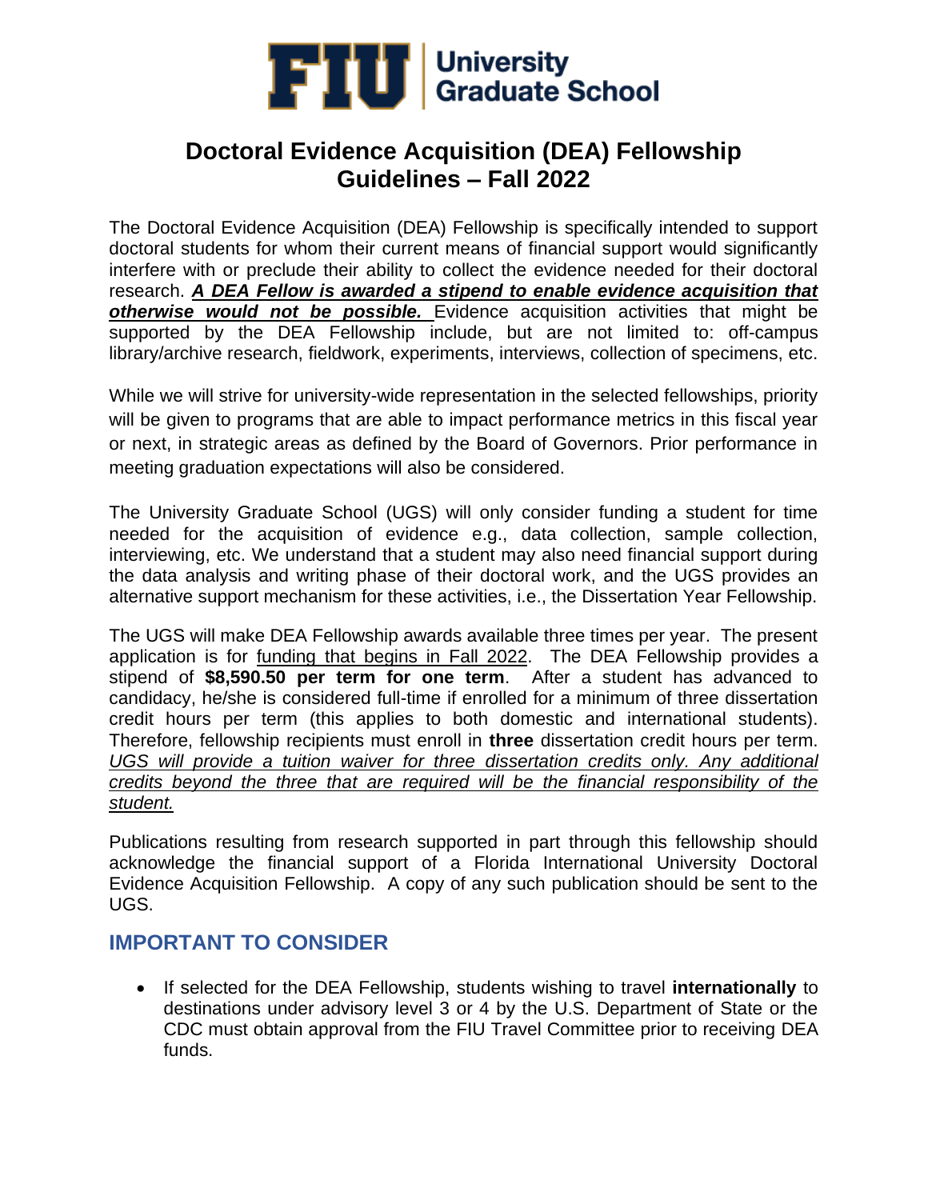FIU | University Graduate School

# Doctoral Evidence Acquisition (DEA) Fellowship Guidelines – Fall 2022

The Doctoral Evidence Acquisition (DEA) Fellowship is specifically intended to support doctoral students for whom their current means of financial support would significantly interfere with or preclude their ability to collect the evidence needed for their doctoral research. ***A DEA Fellow is awarded a stipend to enable evidence acquisition that otherwise would not be possible.*** Evidence acquisition activities that might be supported by the DEA Fellowship include, but are not limited to: off-campus library/archive research, fieldwork, experiments, interviews, collection of specimens, etc.

While we will strive for university-wide representation in the selected fellowships, priority will be given to programs that are able to impact performance metrics in this fiscal year or next, in strategic areas as defined by the Board of Governors. Prior performance in meeting graduation expectations will also be considered.

The University Graduate School (UGS) will only consider funding a student for time needed for the acquisition of evidence e.g., data collection, sample collection, interviewing, etc. We understand that a student may also need financial support during the data analysis and writing phase of their doctoral work, and the UGS provides an alternative support mechanism for these activities, i.e., the Dissertation Year Fellowship.

The UGS will make DEA Fellowship awards available three times per year. The present application is for funding that begins in Fall 2022. The DEA Fellowship provides a stipend of **$8,590.50 per term for one term**. After a student has advanced to candidacy, he/she is considered full-time if enrolled for a minimum of three dissertation credit hours per term (this applies to both domestic and international students). Therefore, fellowship recipients must enroll in **three** dissertation credit hours per term. *UGS will provide a tuition waiver for three dissertation credits only. Any additional credits beyond the three that are required will be the financial responsibility of the student.*

Publications resulting from research supported in part through this fellowship should acknowledge the financial support of a Florida International University Doctoral Evidence Acquisition Fellowship. A copy of any such publication should be sent to the UGS.

## IMPORTANT TO CONSIDER

- If selected for the DEA Fellowship, students wishing to travel **internationally** to destinations under advisory level 3 or 4 by the U.S. Department of State or the CDC must obtain approval from the FIU Travel Committee prior to receiving DEA funds.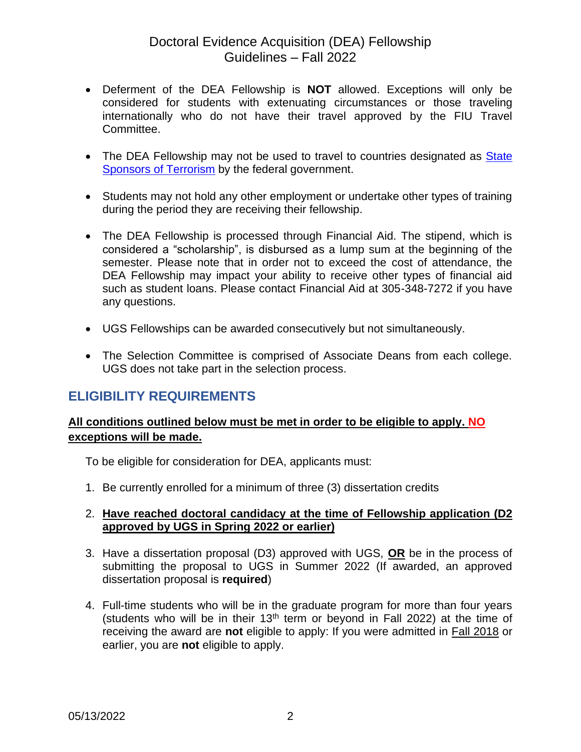- Deferment of the DEA Fellowship is **NOT** allowed. Exceptions will only be considered for students with extenuating circumstances or those traveling internationally who do not have their travel approved by the FIU Travel Committee.

- The DEA Fellowship may not be used to travel to countries designated as State Sponsors of Terrorism by the federal government.

- Students may not hold any other employment or undertake other types of training during the period they are receiving their fellowship.

- The DEA Fellowship is processed through Financial Aid. The stipend, which is considered a "scholarship", is disbursed as a lump sum at the beginning of the semester. Please note that in order not to exceed the cost of attendance, the DEA Fellowship may impact your ability to receive other types of financial aid such as student loans. Please contact Financial Aid at 305-348-7272 if you have any questions.

- UGS Fellowships can be awarded consecutively but not simultaneously.

- The Selection Committee is comprised of Associate Deans from each college. UGS does not take part in the selection process.

## ELIGIBILITY REQUIREMENTS

**All conditions outlined below must be met in order to be eligible to apply. NO exceptions will be made.**

To be eligible for consideration for DEA, applicants must:

1. Be currently enrolled for a minimum of three (3) dissertation credits

2. **Have reached doctoral candidacy at the time of Fellowship application (D2 approved by UGS in Spring 2022 or earlier)**

3. Have a dissertation proposal (D3) approved with UGS, **OR** be in the process of submitting the proposal to UGS in Summer 2022 (If awarded, an approved dissertation proposal is **required**)

4. Full-time students who will be in the graduate program for more than four years (students who will be in their 13th term or beyond in Fall 2022) at the time of receiving the award are **not** eligible to apply: If you were admitted in Fall 2018 or earlier, you are **not** eligible to apply.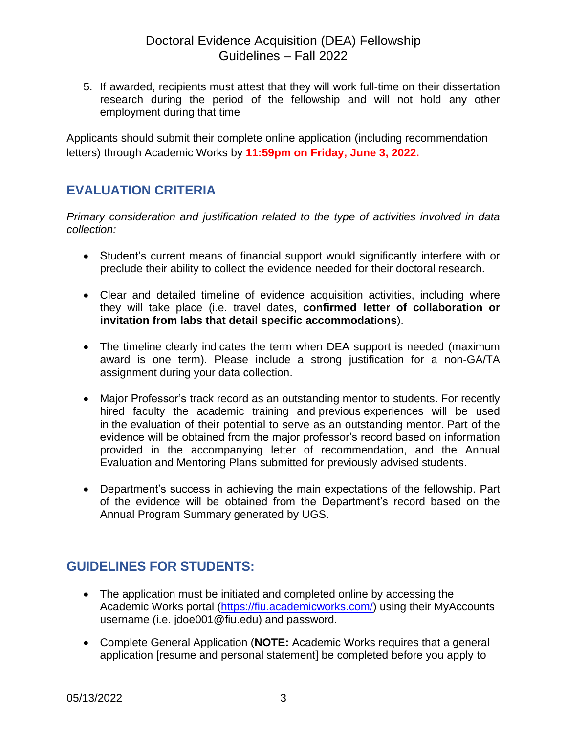5. If awarded, recipients must attest that they will work full-time on their dissertation research during the period of the fellowship and will not hold any other employment during that time

Applicants should submit their complete online application (including recommendation letters) through Academic Works by **11:59pm on Friday, June 3, 2022.**

## EVALUATION CRITERIA

*Primary consideration and justification related to the type of activities involved in data collection:*

- Student's current means of financial support would significantly interfere with or preclude their ability to collect the evidence needed for their doctoral research.
- Clear and detailed timeline of evidence acquisition activities, including where they will take place (i.e. travel dates, **confirmed letter of collaboration or invitation from labs that detail specific accommodations**).
- The timeline clearly indicates the term when DEA support is needed (maximum award is one term). Please include a strong justification for a non-GA/TA assignment during your data collection.
- Major Professor's track record as an outstanding mentor to students. For recently hired faculty the academic training and previous experiences will be used in the evaluation of their potential to serve as an outstanding mentor. Part of the evidence will be obtained from the major professor's record based on information provided in the accompanying letter of recommendation, and the Annual Evaluation and Mentoring Plans submitted for previously advised students.
- Department's success in achieving the main expectations of the fellowship. Part of the evidence will be obtained from the Department's record based on the Annual Program Summary generated by UGS.

## GUIDELINES FOR STUDENTS:

- The application must be initiated and completed online by accessing the Academic Works portal (https://fiu.academicworks.com/) using their MyAccounts username (i.e. jdoe001@fiu.edu) and password.
- Complete General Application (**NOTE:** Academic Works requires that a general application [resume and personal statement] be completed before you apply to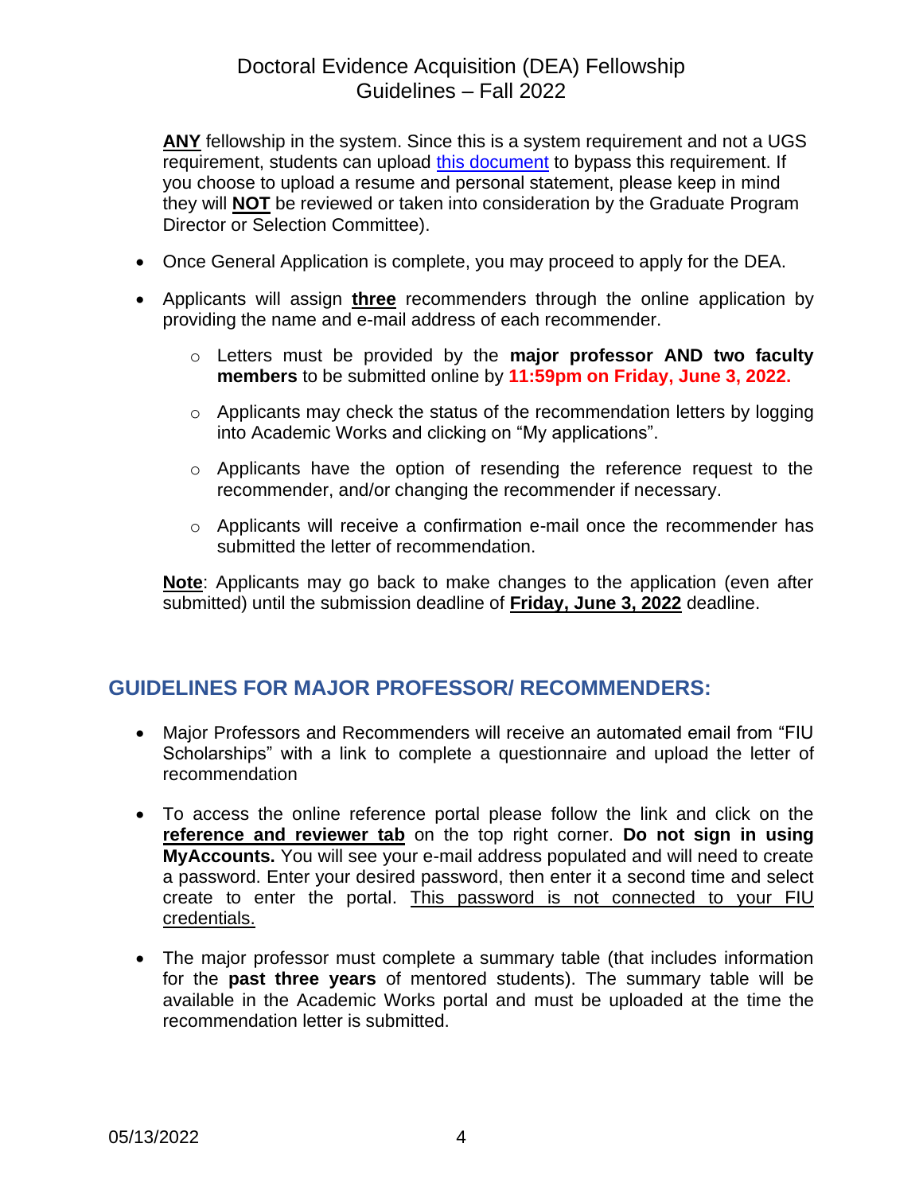**ANY** fellowship in the system. Since this is a system requirement and not a UGS requirement, students can upload [this document] to bypass this requirement. If you choose to upload a resume and personal statement, please keep in mind they will **NOT** be reviewed or taken into consideration by the Graduate Program Director or Selection Committee).

- Once General Application is complete, you may proceed to apply for the DEA.
- Applicants will assign **three** recommenders through the online application by providing the name and e-mail address of each recommender.
    - Letters must be provided by the **major professor AND two faculty members** to be submitted online by **11:59pm on Friday, June 3, 2022.**
    - Applicants may check the status of the recommendation letters by logging into Academic Works and clicking on "My applications".
    - Applicants have the option of resending the reference request to the recommender, and/or changing the recommender if necessary.
    - Applicants will receive a confirmation e-mail once the recommender has submitted the letter of recommendation.

**Note**: Applicants may go back to make changes to the application (even after submitted) until the submission deadline of **Friday, June 3, 2022** deadline.

## GUIDELINES FOR MAJOR PROFESSOR/ RECOMMENDERS:

- Major Professors and Recommenders will receive an automated email from "FIU Scholarships" with a link to complete a questionnaire and upload the letter of recommendation
- To access the online reference portal please follow the link and click on the **reference and reviewer tab** on the top right corner. **Do not sign in using MyAccounts.** You will see your e-mail address populated and will need to create a password. Enter your desired password, then enter it a second time and select create to enter the portal. This password is not connected to your FIU credentials.
- The major professor must complete a summary table (that includes information for the **past three years** of mentored students). The summary table will be available in the Academic Works portal and must be uploaded at the time the recommendation letter is submitted.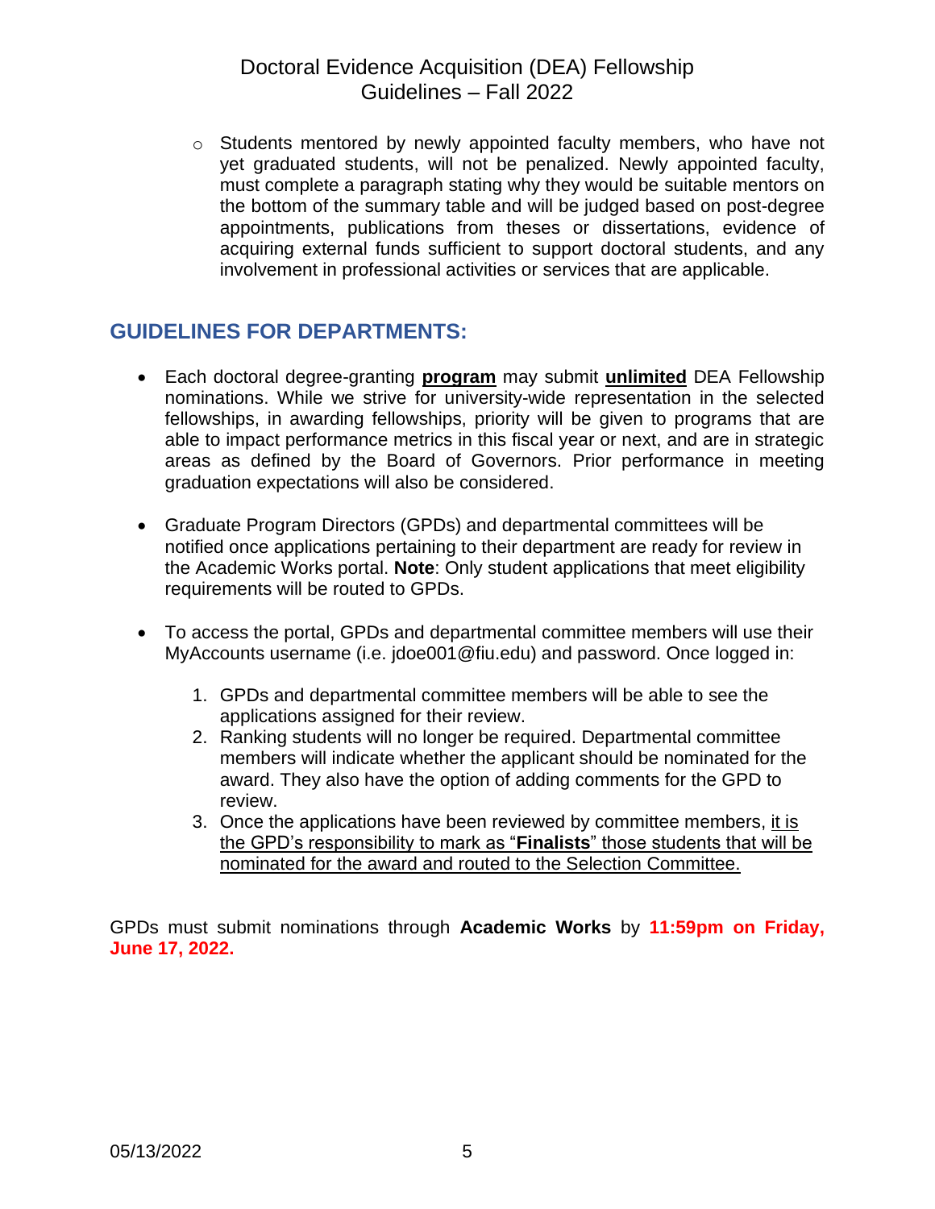- Students mentored by newly appointed faculty members, who have not yet graduated students, will not be penalized. Newly appointed faculty, must complete a paragraph stating why they would be suitable mentors on the bottom of the summary table and will be judged based on post-degree appointments, publications from theses or dissertations, evidence of acquiring external funds sufficient to support doctoral students, and any involvement in professional activities or services that are applicable.

## GUIDELINES FOR DEPARTMENTS:

- Each doctoral degree-granting **program** may submit **unlimited** DEA Fellowship nominations. While we strive for university-wide representation in the selected fellowships, in awarding fellowships, priority will be given to programs that are able to impact performance metrics in this fiscal year or next, and are in strategic areas as defined by the Board of Governors. Prior performance in meeting graduation expectations will also be considered.

- Graduate Program Directors (GPDs) and departmental committees will be notified once applications pertaining to their department are ready for review in the Academic Works portal. **Note**: Only student applications that meet eligibility requirements will be routed to GPDs.

- To access the portal, GPDs and departmental committee members will use their MyAccounts username (i.e. jdoe001@fiu.edu) and password. Once logged in:

  1. GPDs and departmental committee members will be able to see the applications assigned for their review.
  2. Ranking students will no longer be required. Departmental committee members will indicate whether the applicant should be nominated for the award. They also have the option of adding comments for the GPD to review.
  3. Once the applications have been reviewed by committee members, it is the GPD's responsibility to mark as "**Finalists**" those students that will be nominated for the award and routed to the Selection Committee.

GPDs must submit nominations through **Academic Works** by **11:59pm on Friday, June 17, 2022.**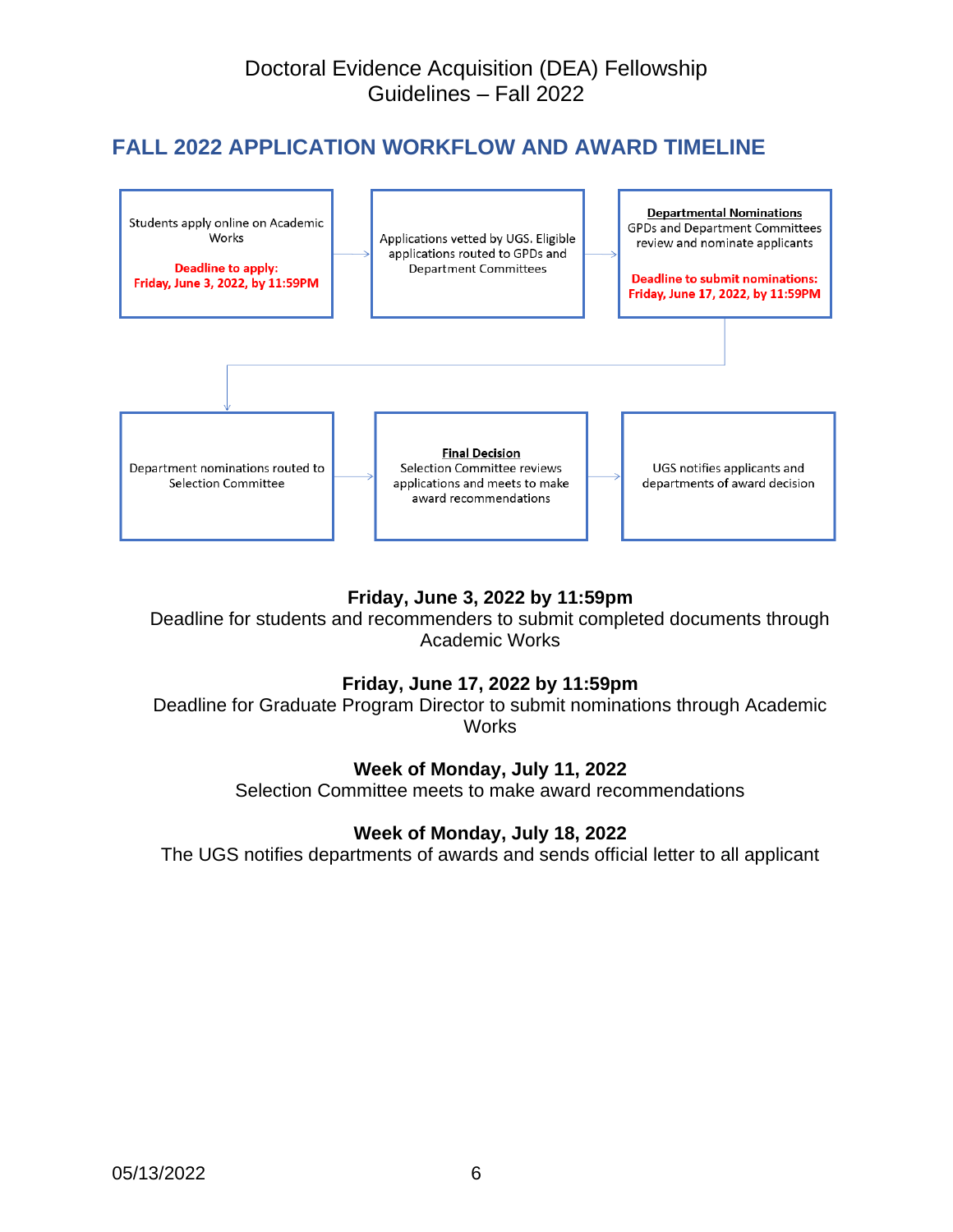Doctoral Evidence Acquisition (DEA) Fellowship
Guidelines – Fall 2022

## FALL 2022 APPLICATION WORKFLOW AND AWARD TIMELINE

Students apply online on Academic Works

**Deadline to apply: Friday, June 3, 2022, by 11:59PM**

→ Applications vetted by UGS. Eligible applications routed to GPDs and Department Committees

→ **Departmental Nominations**
GPDs and Department Committees review and nominate applicants

**Deadline to submit nominations: Friday, June 17, 2022, by 11:59PM**

→ Department nominations routed to Selection Committee

→ **Final Decision**
Selection Committee reviews applications and meets to make award recommendations

→ UGS notifies applicants and departments of award decision

**Friday, June 3, 2022 by 11:59pm**
Deadline for students and recommenders to submit completed documents through Academic Works

**Friday, June 17, 2022 by 11:59pm**
Deadline for Graduate Program Director to submit nominations through Academic Works

**Week of Monday, July 11, 2022**
Selection Committee meets to make award recommendations

**Week of Monday, July 18, 2022**
The UGS notifies departments of awards and sends official letter to all applicant

05/13/2022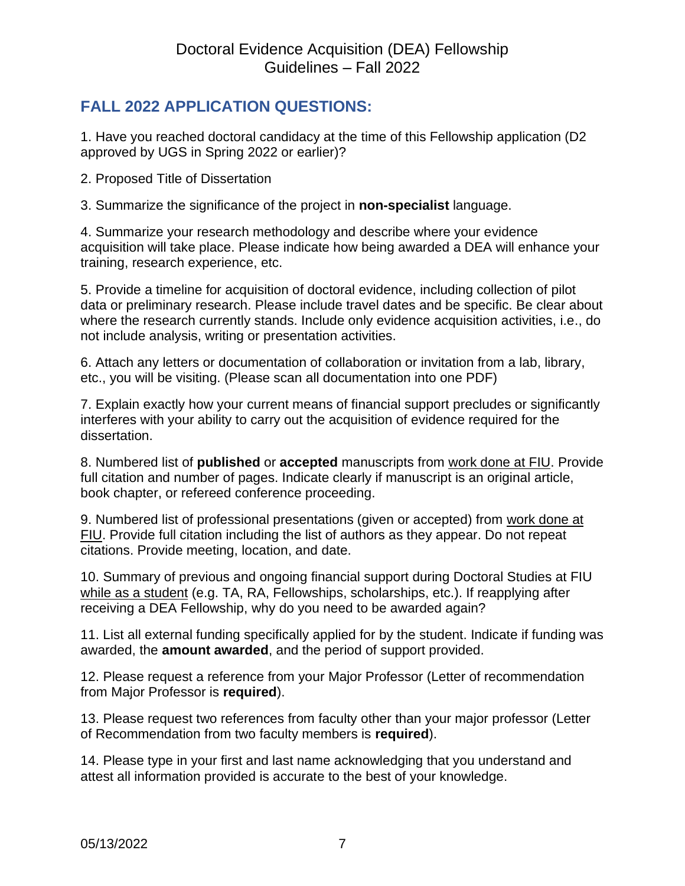# Doctoral Evidence Acquisition (DEA) Fellowship Guidelines – Fall 2022

## FALL 2022 APPLICATION QUESTIONS:

1. Have you reached doctoral candidacy at the time of this Fellowship application (D2 approved by UGS in Spring 2022 or earlier)?

2. Proposed Title of Dissertation

3. Summarize the significance of the project in **non-specialist** language.

4. Summarize your research methodology and describe where your evidence acquisition will take place. Please indicate how being awarded a DEA will enhance your training, research experience, etc.

5. Provide a timeline for acquisition of doctoral evidence, including collection of pilot data or preliminary research. Please include travel dates and be specific. Be clear about where the research currently stands. Include only evidence acquisition activities, i.e., do not include analysis, writing or presentation activities.

6. Attach any letters or documentation of collaboration or invitation from a lab, library, etc., you will be visiting. (Please scan all documentation into one PDF)

7. Explain exactly how your current means of financial support precludes or significantly interferes with your ability to carry out the acquisition of evidence required for the dissertation.

8. Numbered list of **published** or **accepted** manuscripts from work done at FIU. Provide full citation and number of pages. Indicate clearly if manuscript is an original article, book chapter, or refereed conference proceeding.

9. Numbered list of professional presentations (given or accepted) from work done at FIU. Provide full citation including the list of authors as they appear. Do not repeat citations. Provide meeting, location, and date.

10. Summary of previous and ongoing financial support during Doctoral Studies at FIU while as a student (e.g. TA, RA, Fellowships, scholarships, etc.). If reapplying after receiving a DEA Fellowship, why do you need to be awarded again?

11. List all external funding specifically applied for by the student. Indicate if funding was awarded, the **amount awarded**, and the period of support provided.

12. Please request a reference from your Major Professor (Letter of recommendation from Major Professor is **required**).

13. Please request two references from faculty other than your major professor (Letter of Recommendation from two faculty members is **required**).

14. Please type in your first and last name acknowledging that you understand and attest all information provided is accurate to the best of your knowledge.

05/13/2022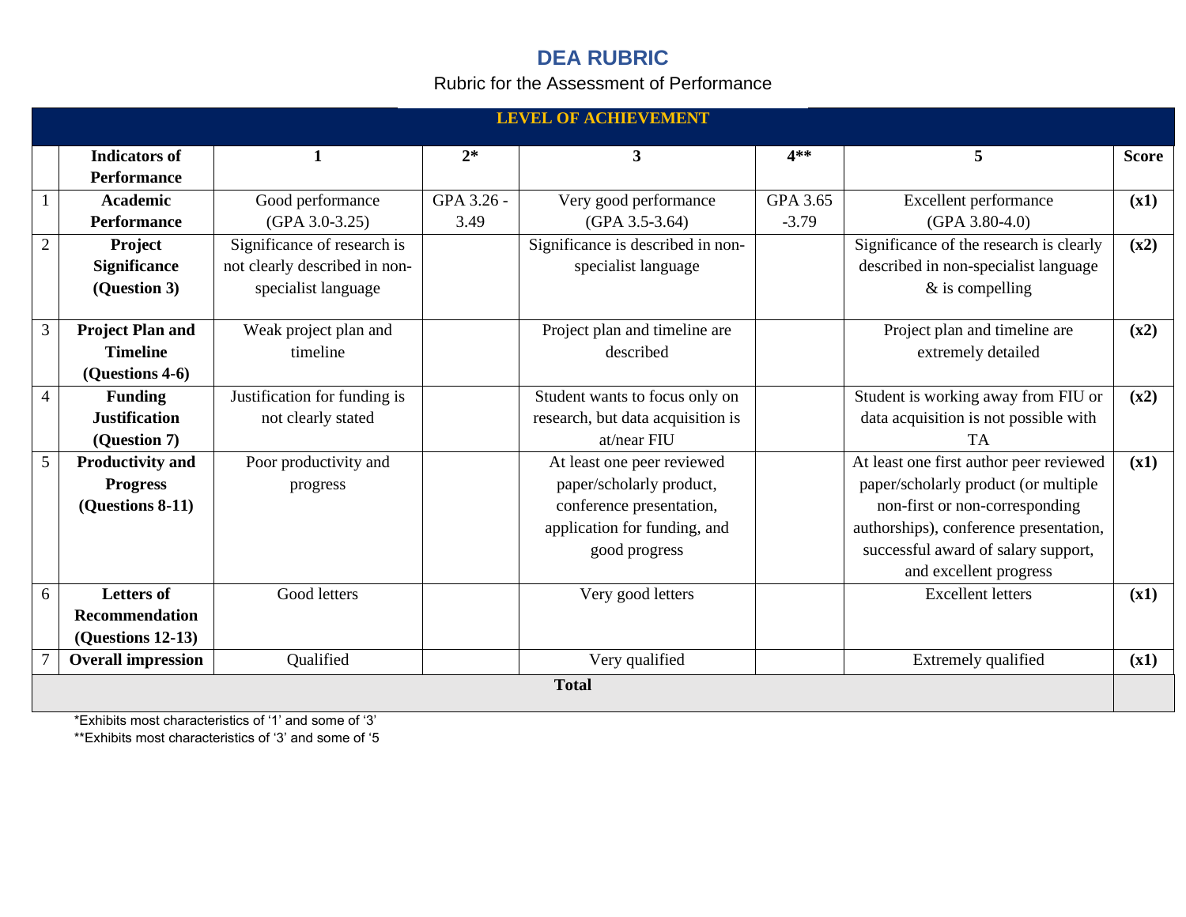# DEA RUBRIC

Rubric for the Assessment of Performance

| | LEVEL OF ACHIEVEMENT | | | | | | |
|---|---|---|---|---|---|---|---|
| | **Indicators of Performance** | **1** | **2*** | **3** | **4**** | **5** | **Score** |
| 1 | **Academic Performance** | Good performance (GPA 3.0-3.25) | GPA 3.26 - 3.49 | Very good performance (GPA 3.5-3.64) | GPA 3.65 -3.79 | Excellent performance (GPA 3.80-4.0) | **(x1)** |
| 2 | **Project Significance (Question 3)** | Significance of research is not clearly described in non-specialist language | | Significance is described in non-specialist language | | Significance of the research is clearly described in non-specialist language & is compelling | **(x2)** |
| 3 | **Project Plan and Timeline (Questions 4-6)** | Weak project plan and timeline | | Project plan and timeline are described | | Project plan and timeline are extremely detailed | **(x2)** |
| 4 | **Funding Justification (Question 7)** | Justification for funding is not clearly stated | | Student wants to focus only on research, but data acquisition is at/near FIU | | Student is working away from FIU or data acquisition is not possible with TA | **(x2)** |
| 5 | **Productivity and Progress (Questions 8-11)** | Poor productivity and progress | | At least one peer reviewed paper/scholarly product, conference presentation, application for funding, and good progress | | At least one first author peer reviewed paper/scholarly product (or multiple non-first or non-corresponding authorships), conference presentation, successful award of salary support, and excellent progress | **(x1)** |
| 6 | **Letters of Recommendation (Questions 12-13)** | Good letters | | Very good letters | | Excellent letters | **(x1)** |
| 7 | **Overall impression** | Qualified | | Very qualified | | Extremely qualified | **(x1)** |
| | **Total** | | | | | | |

*Exhibits most characteristics of '1' and some of '3'

**Exhibits most characteristics of '3' and some of '5